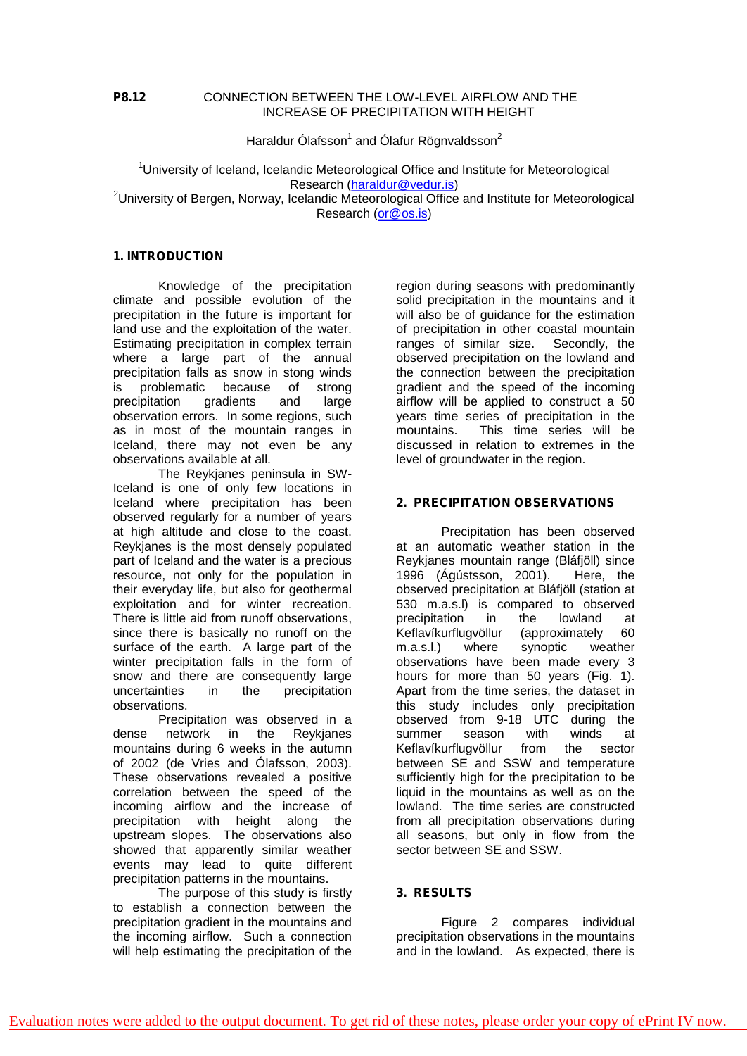**P8.12** CONNECTION BETWEEN THE LOW-LEVEL AIRFLOW AND THE INCREASE OF PRECIPITATION WITH HEIGHT

Haraldur Ólafsson[1] and Ólafur Rögnvaldsson[2]

[1]University of Iceland, Icelandic Meteorological Office and Institute for Meteorological Research (haraldur@vedur.is)
[2]University of Bergen, Norway, Icelandic Meteorological Office and Institute for Meteorological Research (or@os.is)

## 1. INTRODUCTION

Knowledge of the precipitation climate and possible evolution of the precipitation in the future is important for land use and the exploitation of the water. Estimating precipitation in complex terrain where a large part of the annual precipitation falls as snow in stong winds is problematic because of strong precipitation gradients and large observation errors. In some regions, such as in most of the mountain ranges in Iceland, there may not even be any observations available at all.

The Reykjanes peninsula in SW-Iceland is one of only few locations in Iceland where precipitation has been observed regularly for a number of years at high altitude and close to the coast. Reykjanes is the most densely populated part of Iceland and the water is a precious resource, not only for the population in their everyday life, but also for geothermal exploitation and for winter recreation. There is little aid from runoff observations, since there is basically no runoff on the surface of the earth. A large part of the winter precipitation falls in the form of snow and there are consequently large uncertainties in the precipitation observations.

Precipitation was observed in a dense network in the Reykjanes mountains during 6 weeks in the autumn of 2002 (de Vries and Ólafsson, 2003). These observations revealed a positive correlation between the speed of the incoming airflow and the increase of precipitation with height along the upstream slopes. The observations also showed that apparently similar weather events may lead to quite different precipitation patterns in the mountains.

The purpose of this study is firstly to establish a connection between the precipitation gradient in the mountains and the incoming airflow. Such a connection will help estimating the precipitation of the region during seasons with predominantly solid precipitation in the mountains and it will also be of guidance for the estimation of precipitation in other coastal mountain ranges of similar size. Secondly, the observed precipitation on the lowland and the connection between the precipitation gradient and the speed of the incoming airflow will be applied to construct a 50 years time series of precipitation in the mountains. This time series will be discussed in relation to extremes in the level of groundwater in the region.

## 2. PRECIPITATION OBSERVATIONS

Precipitation has been observed at an automatic weather station in the Reykjanes mountain range (Bláfjöll) since 1996 (Ágústsson, 2001). Here, the observed precipitation at Bláfjöll (station at 530 m.a.s.l) is compared to observed precipitation in the lowland at Keflavíkurflugvöllur (approximately 60 m.a.s.l.) where synoptic weather observations have been made every 3 hours for more than 50 years (Fig. 1). Apart from the time series, the dataset in this study includes only precipitation observed from 9-18 UTC during the summer season with winds at Keflavíkurflugvöllur from the sector between SE and SSW and temperature sufficiently high for the precipitation to be liquid in the mountains as well as on the lowland. The time series are constructed from all precipitation observations during all seasons, but only in flow from the sector between SE and SSW.

## 3. RESULTS

Figure 2 compares individual precipitation observations in the mountains and in the lowland. As expected, there is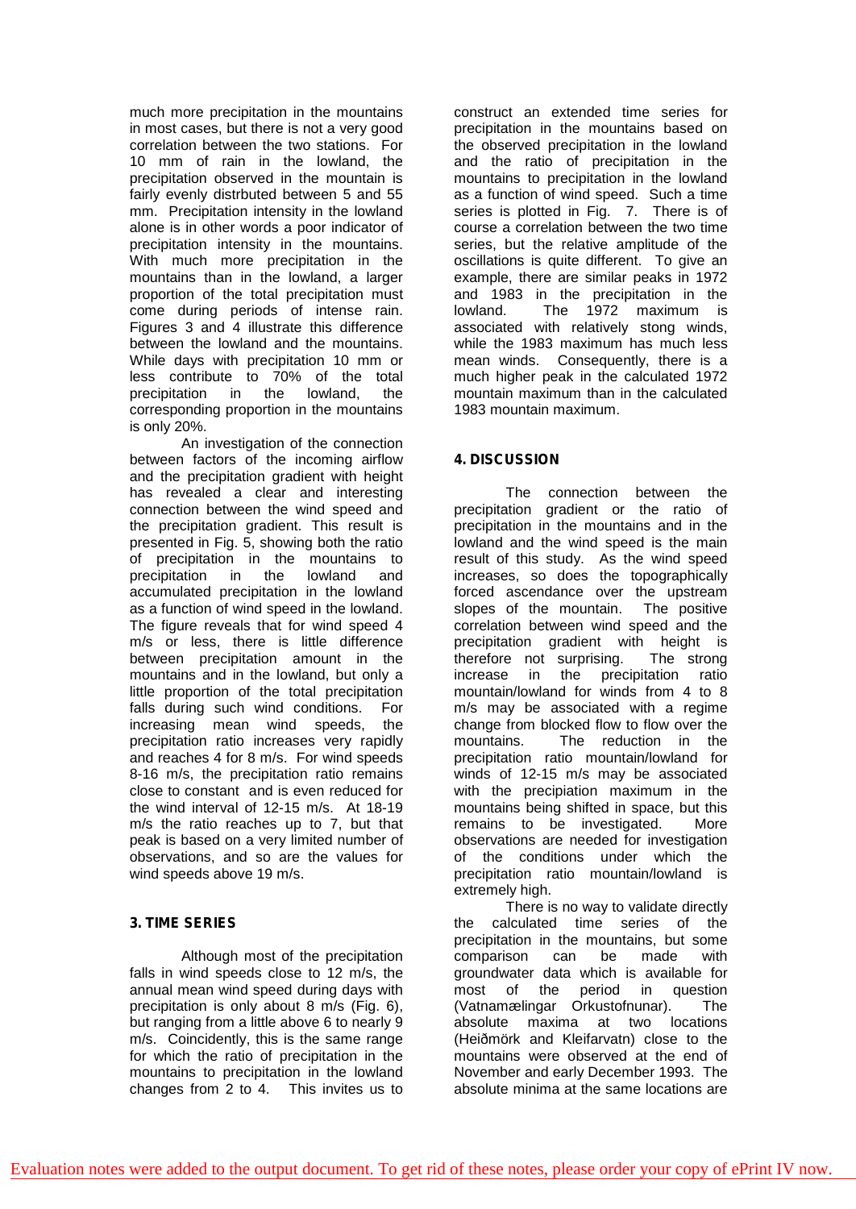much more precipitation in the mountains in most cases, but there is not a very good correlation between the two stations. For 10 mm of rain in the lowland, the precipitation observed in the mountain is fairly evenly distrbuted between 5 and 55 mm. Precipitation intensity in the lowland alone is in other words a poor indicator of precipitation intensity in the mountains. With much more precipitation in the mountains than in the lowland, a larger proportion of the total precipitation must come during periods of intense rain. Figures 3 and 4 illustrate this difference between the lowland and the mountains. While days with precipitation 10 mm or less contribute to 70% of the total precipitation in the lowland, the corresponding proportion in the mountains is only 20%.

An investigation of the connection between factors of the incoming airflow and the precipitation gradient with height has revealed a clear and interesting connection between the wind speed and the precipitation gradient. This result is presented in Fig. 5, showing both the ratio of precipitation in the mountains to precipitation in the lowland and accumulated precipitation in the lowland as a function of wind speed in the lowland. The figure reveals that for wind speed 4 m/s or less, there is little difference between precipitation amount in the mountains and in the lowland, but only a little proportion of the total precipitation falls during such wind conditions. For increasing mean wind speeds, the precipitation ratio increases very rapidly and reaches 4 for 8 m/s. For wind speeds 8-16 m/s, the precipitation ratio remains close to constant and is even reduced for the wind interval of 12-15 m/s. At 18-19 m/s the ratio reaches up to 7, but that peak is based on a very limited number of observations, and so are the values for wind speeds above 19 m/s.

## 3. TIME SERIES

Although most of the precipitation falls in wind speeds close to 12 m/s, the annual mean wind speed during days with precipitation is only about 8 m/s (Fig. 6), but ranging from a little above 6 to nearly 9 m/s. Coincidentally, this is the same range for which the ratio of precipitation in the mountains to precipitation in the lowland changes from 2 to 4. This invites us to construct an extended time series for precipitation in the mountains based on the observed precipitation in the lowland and the ratio of precipitation in the mountains to precipitation in the lowland as a function of wind speed. Such a time series is plotted in Fig. 7. There is of course a correlation between the two time series, but the relative amplitude of the oscillations is quite different. To give an example, there are similar peaks in 1972 and 1983 in the precipitation in the lowland. The 1972 maximum is associated with relatively stong winds, while the 1983 maximum has much less mean winds. Consequently, there is a much higher peak in the calculated 1972 mountain maximum than in the calculated 1983 mountain maximum.

## 4. DISCUSSION

The connection between the precipitation gradient or the ratio of precipitation in the mountains and in the lowland and the wind speed is the main result of this study. As the wind speed increases, so does the topographically forced ascendance over the upstream slopes of the mountain. The positive correlation between wind speed and the precipitation gradient with height is therefore not surprising. The strong increase in the precipitation ratio mountain/lowland for winds from 4 to 8 m/s may be associated with a regime change from blocked flow to flow over the mountains. The reduction in the precipitation ratio mountain/lowland for winds of 12-15 m/s may be associated with the precipiation maximum in the mountains being shifted in space, but this remains to be investigated. More observations are needed for investigation of the conditions under which the precipitation ratio mountain/lowland is extremely high.

There is no way to validate directly the calculated time series of the precipitation in the mountains, but some comparison can be made with groundwater data which is available for most of the period in question (Vatnamælingar Orkustofnunar). The absolute maxima at two locations (Heiðmörk and Kleifarvatn) close to the mountains were observed at the end of November and early December 1993. The absolute minima at the same locations are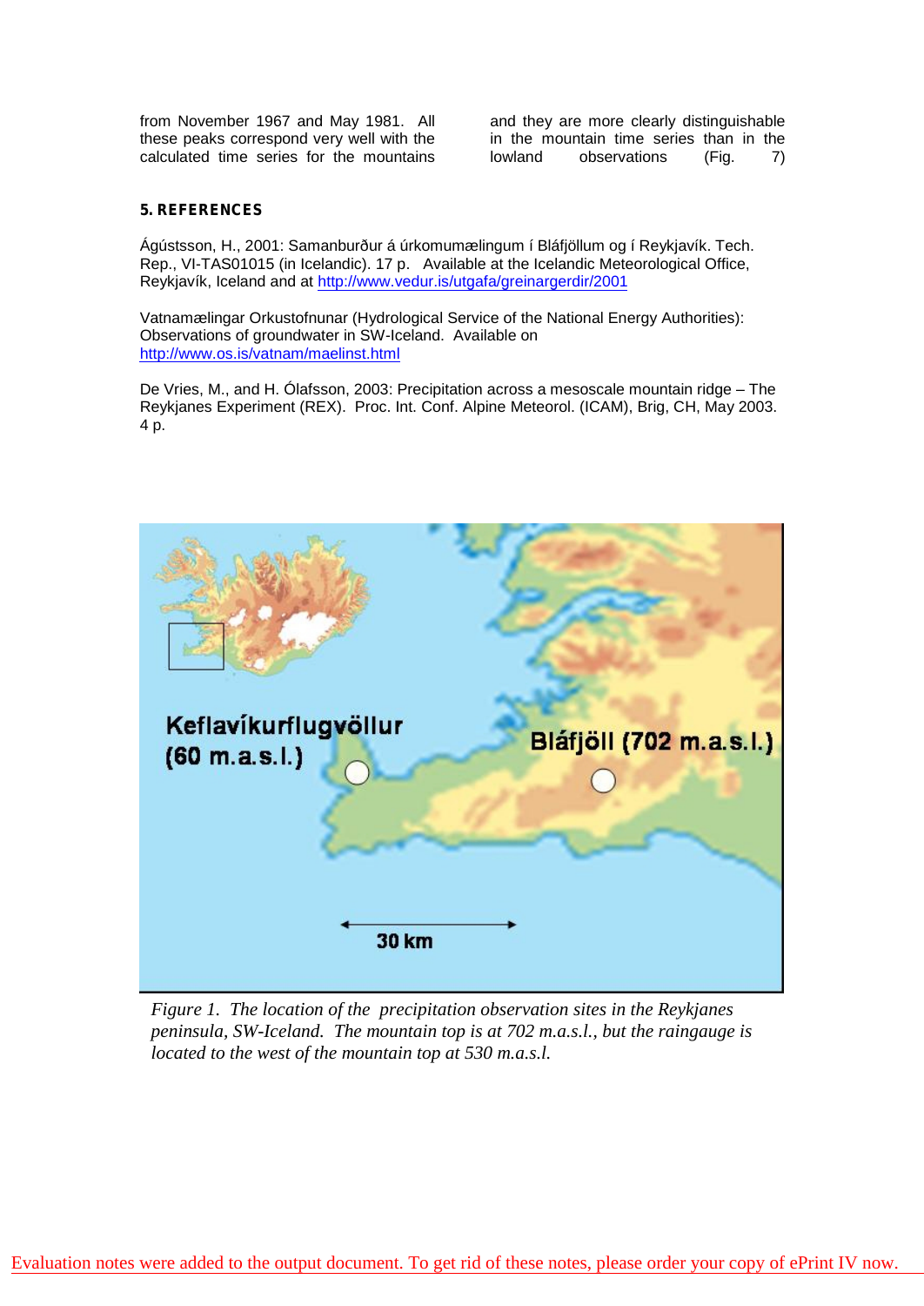from November 1967 and May 1981. All these peaks correspond very well with the calculated time series for the mountains and they are more clearly distinguishable in the mountain time series than in the lowland observations (Fig. 7)

## 5. REFERENCES

Ágústsson, H., 2001: Samanburður á úrkomumælingum í Bláfjöllum og í Reykjavík. Tech. Rep., VI-TAS01015 (in Icelandic). 17 p. Available at the Icelandic Meteorological Office, Reykjavík, Iceland and at http://www.vedur.is/utgafa/greinargerdir/2001

Vatnamælingar Orkustofnunar (Hydrological Service of the National Energy Authorities): Observations of groundwater in SW-Iceland. Available on http://www.os.is/vatnam/maelinst.html

De Vries, M., and H. Ólafsson, 2003: Precipitation across a mesoscale mountain ridge – The Reykjanes Experiment (REX). Proc. Int. Conf. Alpine Meteorol. (ICAM), Brig, CH, May 2003. 4 p.

*Figure 1. The location of the precipitation observation sites in the Reykjanes peninsula, SW-Iceland. The mountain top is at 702 m.a.s.l., but the raingauge is located to the west of the mountain top at 530 m.a.s.l.*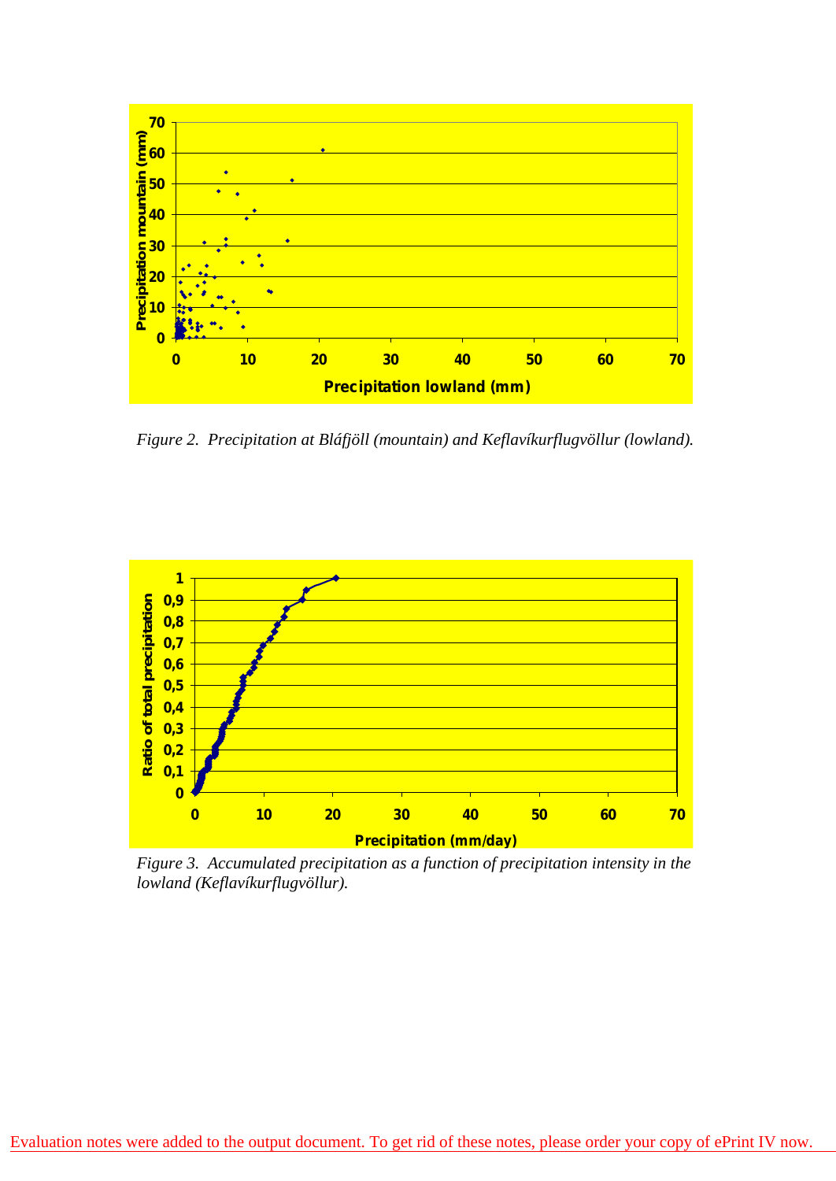*Figure 2. Precipitation at Bláfjöll (mountain) and Keflavíkurflugvöllur (lowland).*

*Figure 3. Accumulated precipitation as a function of precipitation intensity in the lowland (Keflavíkurflugvöllur).*

Evaluation notes were added to the output document. To get rid of these notes, please order your copy of ePrint IV now.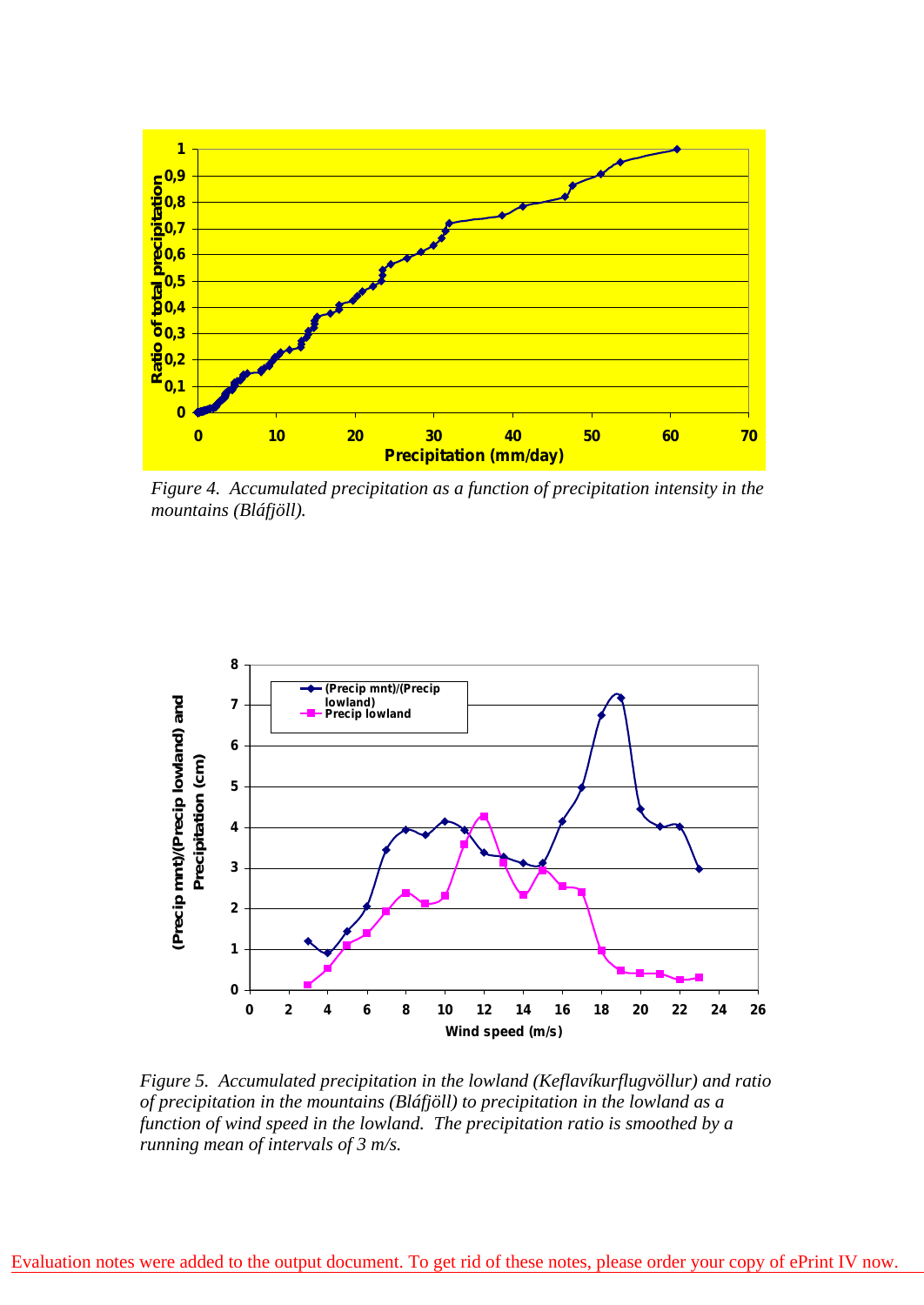*Figure 4. Accumulated precipitation as a function of precipitation intensity in the mountains (Bláfjöll).*

*Figure 5. Accumulated precipitation in the lowland (Keflavíkurflugvöllur) and ratio of precipitation in the mountains (Bláfjöll) to precipitation in the lowland as a function of wind speed in the lowland. The precipitation ratio is smoothed by a running mean of intervals of 3 m/s.*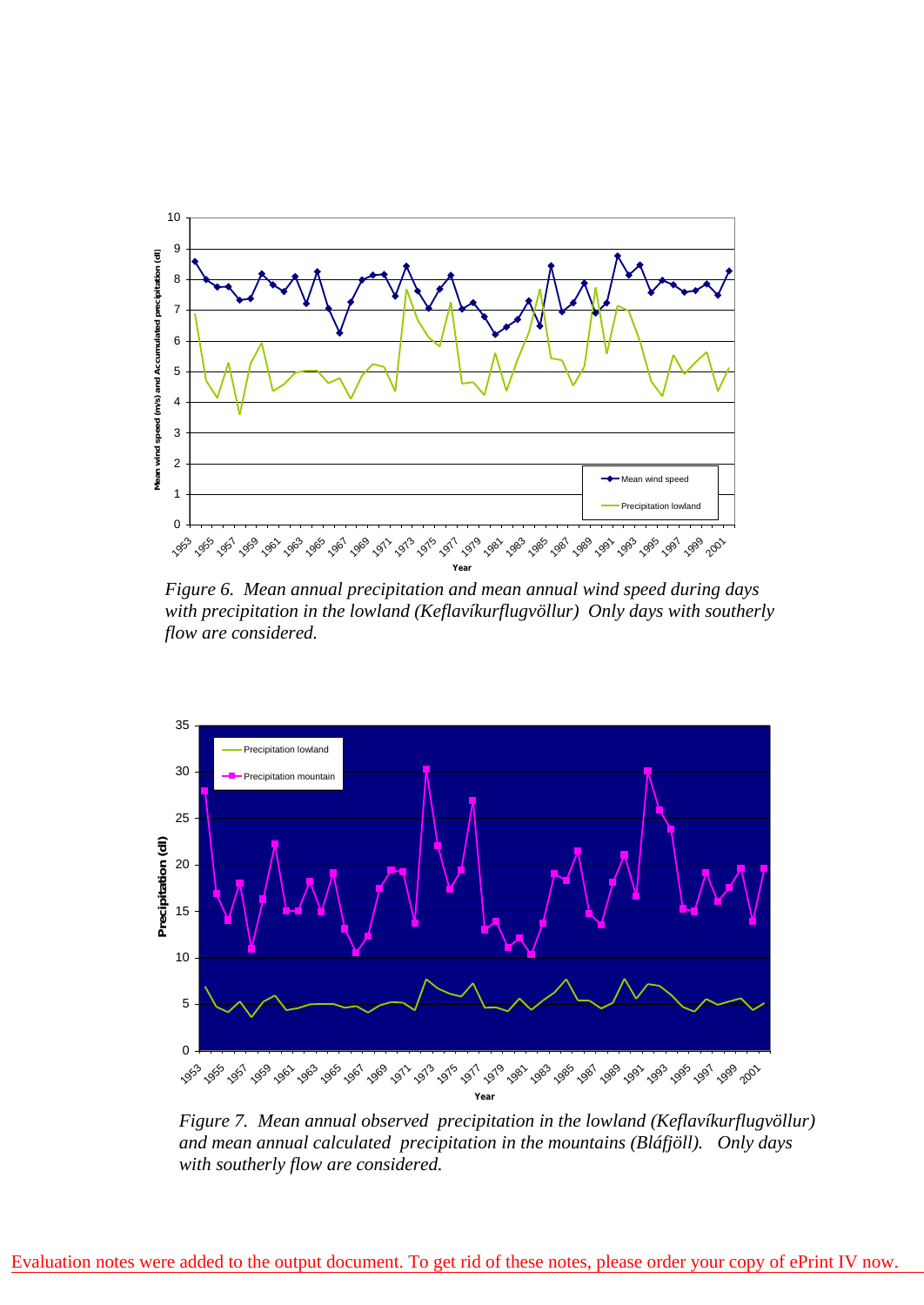10
9
8
7
6
5
4
3
2
1
0

Mean wind speed (m/s) and Accumulated precipitation (dl)

1953 1955 1957 1959 1961 1963 1965 1967 1969 1971 1973 1975 1977 1979 1981 1983 1985 1987 1989 1991 1993 1995 1997 1999 2001

Year

Mean wind speed

Precipitation lowland

*Figure 6. Mean annual precipitation and mean annual wind speed during days with precipitation in the lowland (Keflavíkurflugvöllur) Only days with southerly flow are considered.*

35
30
25
20
15
10
5
0

Precipitation (dl)

1953 1955 1957 1959 1961 1963 1965 1967 1969 1971 1973 1975 1977 1979 1981 1983 1985 1987 1989 1991 1993 1995 1997 1999 2001

Year

Precipitation lowland

Precipitation mountain

*Figure 7. Mean annual observed precipitation in the lowland (Keflavíkurflugvöllur) and mean annual calculated precipitation in the mountains (Bláfjöll). Only days with southerly flow are considered.*

Evaluation notes were added to the output document. To get rid of these notes, please order your copy of ePrint IV now.